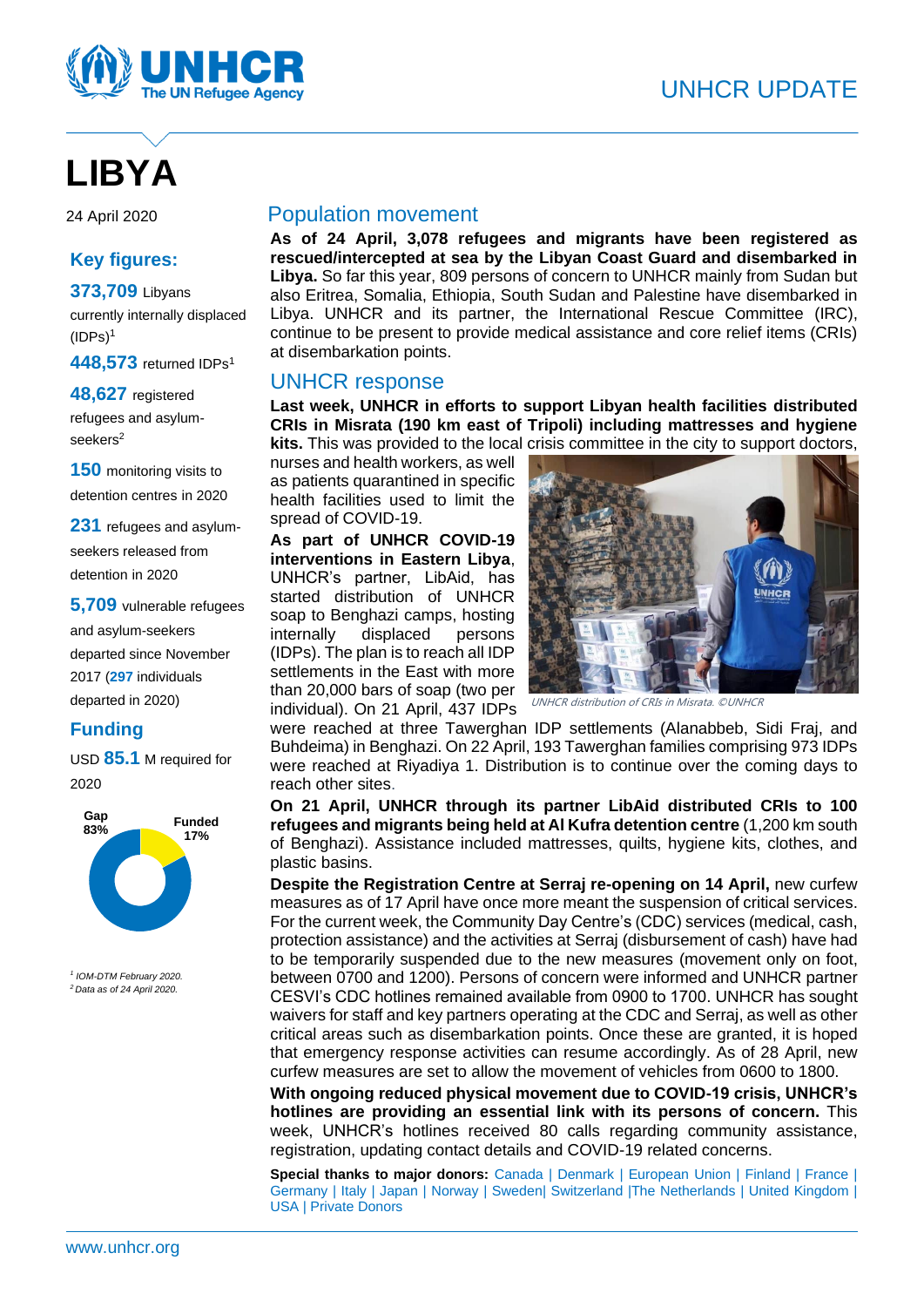UNHCR UPDATE

# LIBYA

24 April 2020

## Key figures:

**373,709** Libyans currently internally displaced (IDPs)[1]

**448,573** returned IDPs[1]

**48,627** registered refugees and asylum-seekers[2]

**150** monitoring visits to detention centres in 2020

**231** refugees and asylum-seekers released from detention in 2020

**5,709** vulnerable refugees and asylum-seekers departed since November 2017 (**297** individuals departed in 2020)

## Funding

USD **85.1** M required for 2020

Gap 83%
Funded 17%

[1] IOM-DTM February 2020.
[2] Data as of 24 April 2020.

## Population movement

**As of 24 April, 3,078 refugees and migrants have been registered as rescued/intercepted at sea by the Libyan Coast Guard and disembarked in Libya.** So far this year, 809 persons of concern to UNHCR mainly from Sudan but also Eritrea, Somalia, Ethiopia, South Sudan and Palestine have disembarked in Libya. UNHCR and its partner, the International Rescue Committee (IRC), continue to be present to provide medical assistance and core relief items (CRIs) at disembarkation points.

## UNHCR response

**Last week, UNHCR in efforts to support Libyan health facilities distributed CRIs in Misrata (190 km east of Tripoli) including mattresses and hygiene kits.** This was provided to the local crisis committee in the city to support doctors, nurses and health workers, as well as patients quarantined in specific health facilities used to limit the spread of COVID-19.

*UNHCR distribution of CRIs in Misrata. ©UNHCR*

**As part of UNHCR COVID-19 interventions in Eastern Libya**, UNHCR's partner, LibAid, has started distribution of UNHCR soap to Benghazi camps, hosting internally displaced persons (IDPs). The plan is to reach all IDP settlements in the East with more than 20,000 bars of soap (two per individual). On 21 April, 437 IDPs were reached at three Tawerghan IDP settlements (Alanabbeb, Sidi Fraj, and Buhdeima) in Benghazi. On 22 April, 193 Tawerghan families comprising 973 IDPs were reached at Riyadiya 1. Distribution is to continue over the coming days to reach other sites.

**On 21 April, UNHCR through its partner LibAid distributed CRIs to 100 refugees and migrants being held at Al Kufra detention centre** (1,200 km south of Benghazi). Assistance included mattresses, quilts, hygiene kits, clothes, and plastic basins.

**Despite the Registration Centre at Serraj re-opening on 14 April,** new curfew measures as of 17 April have once more meant the suspension of critical services. For the current week, the Community Day Centre's (CDC) services (medical, cash, protection assistance) and the activities at Serraj (disbursement of cash) have had to be temporarily suspended due to the new measures (movement only on foot, between 0700 and 1200). Persons of concern were informed and UNHCR partner CESVI's CDC hotlines remained available from 0900 to 1700. UNHCR has sought waivers for staff and key partners operating at the CDC and Serraj, as well as other critical areas such as disembarkation points. Once these are granted, it is hoped that emergency response activities can resume accordingly. As of 28 April, new curfew measures are set to allow the movement of vehicles from 0600 to 1800.

**With ongoing reduced physical movement due to COVID-19 crisis, UNHCR's hotlines are providing an essential link with its persons of concern.** This week, UNHCR's hotlines received 80 calls regarding community assistance, registration, updating contact details and COVID-19 related concerns.

**Special thanks to major donors:** Canada | Denmark | European Union | Finland | France | Germany | Italy | Japan | Norway | Sweden| Switzerland |The Netherlands | United Kingdom | USA | Private Donors

www.unhcr.org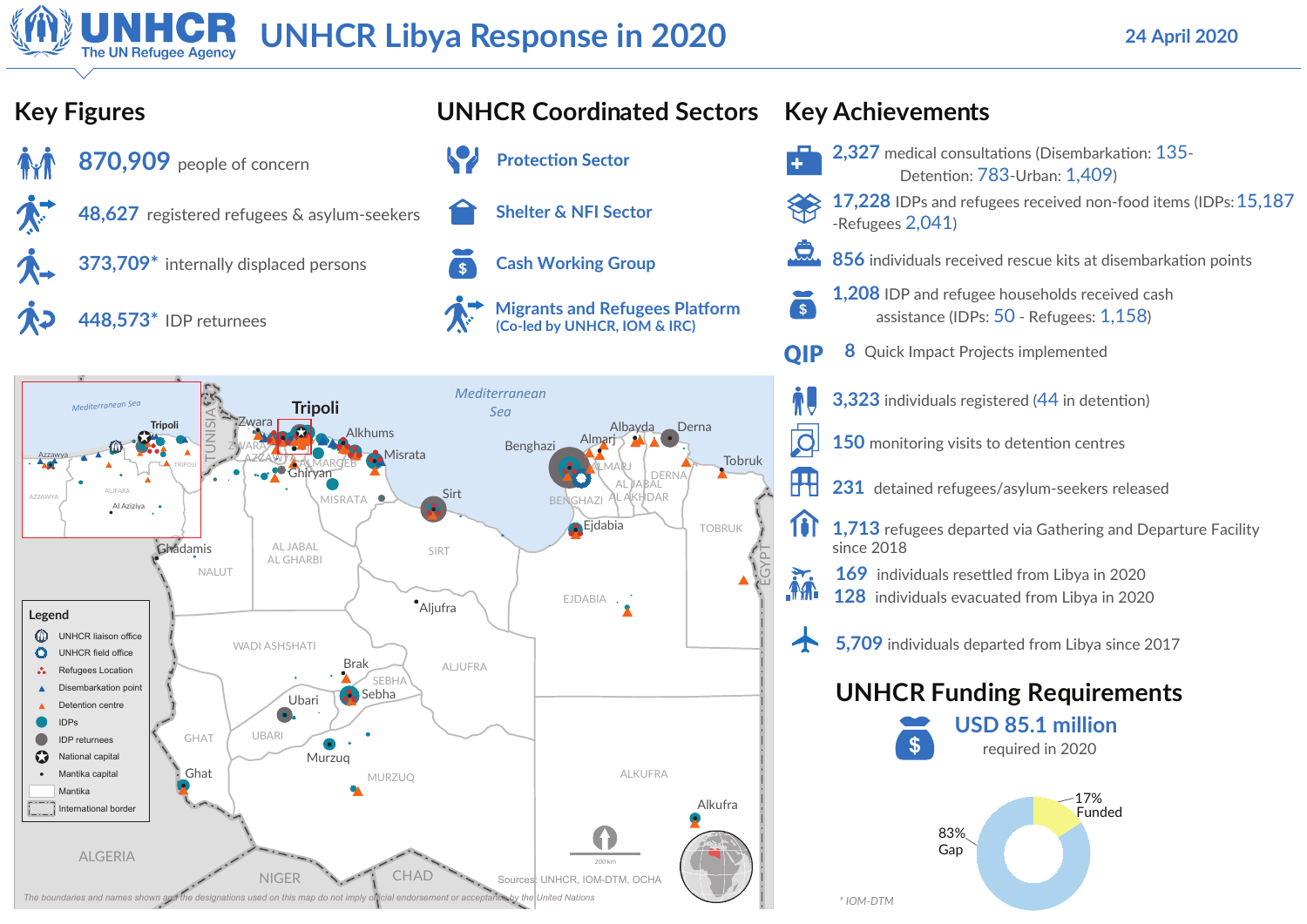# UNHCR Libya Response in 2020

24 April 2020

## Key Figures

**870,909** people of concern

**48,627** registered refugees & asylum-seekers

**373,709*** internally displaced persons

**448,573*** IDP returnees

## UNHCR Coordinated Sectors

**Protection Sector**

**Shelter & NFI Sector**

**Cash Working Group**

**Migrants and Refugees Platform**
(Co-led by UNHCR, IOM & IRC)

## Key Achievements

**2,327** medical consultations (Disembarkation: 135- Detention: 783-Urban: 1,409)

**17,228** IDPs and refugees received non-food items (IDPs: 15,187 -Refugees 2,041)

**856** individuals received rescue kits at disembarkation points

**1,208** IDP and refugee households received cash assistance (IDPs: 50 - Refugees: 1,158)

**QIP** 8 Quick Impact Projects implemented

**3,323** individuals registered (44 in detention)

**150** monitoring visits to detention centres

**231** detained refugees/asylum-seekers released

**1,713** refugees departed via Gathering and Departure Facility since 2018

**169** individuals resettled from Libya in 2020

**128** individuals evacuated from Libya in 2020

**5,709** individuals departed from Libya since 2017

## UNHCR Funding Requirements

**USD 85.1 million** required in 2020

17% Funded

83% Gap

Mediterranean Sea

Tripoli, Zwara, Alkhums, Misrata, Ghiryan, Sirt, Benghazi, Almarj, Albayda, Derna, Tobruk, Ejdabia, Ghadamis, Aljufra, Brak, Sebha, Ubari, Murzuq, Ghat, Alkufra

TUNISIA, EGYPT, ALGERIA, NIGER, CHAD

Legend
- UNHCR liaison office
- UNHCR field office
- Refugees Location
- Disembarkation point
- Detention centre
- IDPs
- IDP returnees
- National capital
- Mantika capital
- Mantika
- International border

200 km

Sources: UNHCR, IOM-DTM, OCHA

The boundaries and names shown and the designations used on this map do not imply official endorsement or acceptance by the United Nations

* IOM-DTM